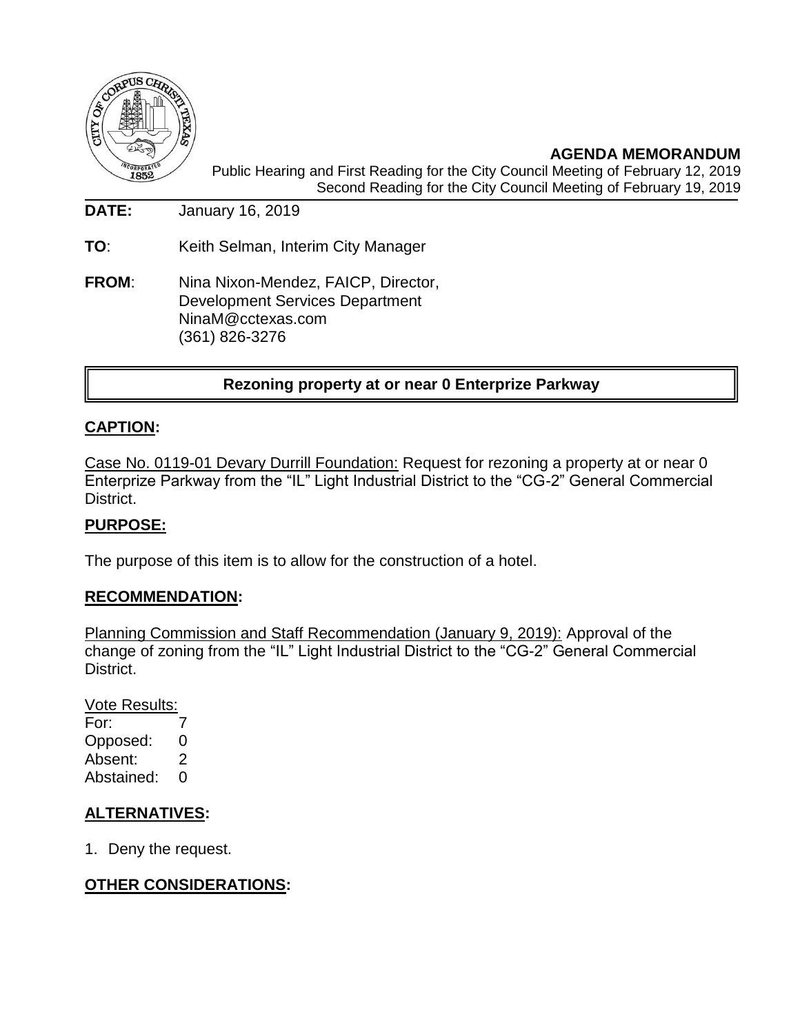**AGENDA MEMORANDUM**

Public Hearing and First Reading for the City Council Meeting of February 12, 2019
Second Reading for the City Council Meeting of February 19, 2019

**DATE:** January 16, 2019

**TO**: Keith Selman, Interim City Manager

**FROM**: Nina Nixon-Mendez, FAICP, Director,
Development Services Department
NinaM@cctexas.com
(361) 826-3276

**Rezoning property at or near 0 Enterprize Parkway**

## CAPTION:

Case No. 0119-01 Devary Durrill Foundation: Request for rezoning a property at or near 0 Enterprize Parkway from the "IL" Light Industrial District to the "CG-2" General Commercial District.

## PURPOSE:

The purpose of this item is to allow for the construction of a hotel.

## RECOMMENDATION:

Planning Commission and Staff Recommendation (January 9, 2019): Approval of the change of zoning from the "IL" Light Industrial District to the "CG-2" General Commercial District.

Vote Results:
For: 7
Opposed: 0
Absent: 2
Abstained: 0

## ALTERNATIVES:

1. Deny the request.

## OTHER CONSIDERATIONS: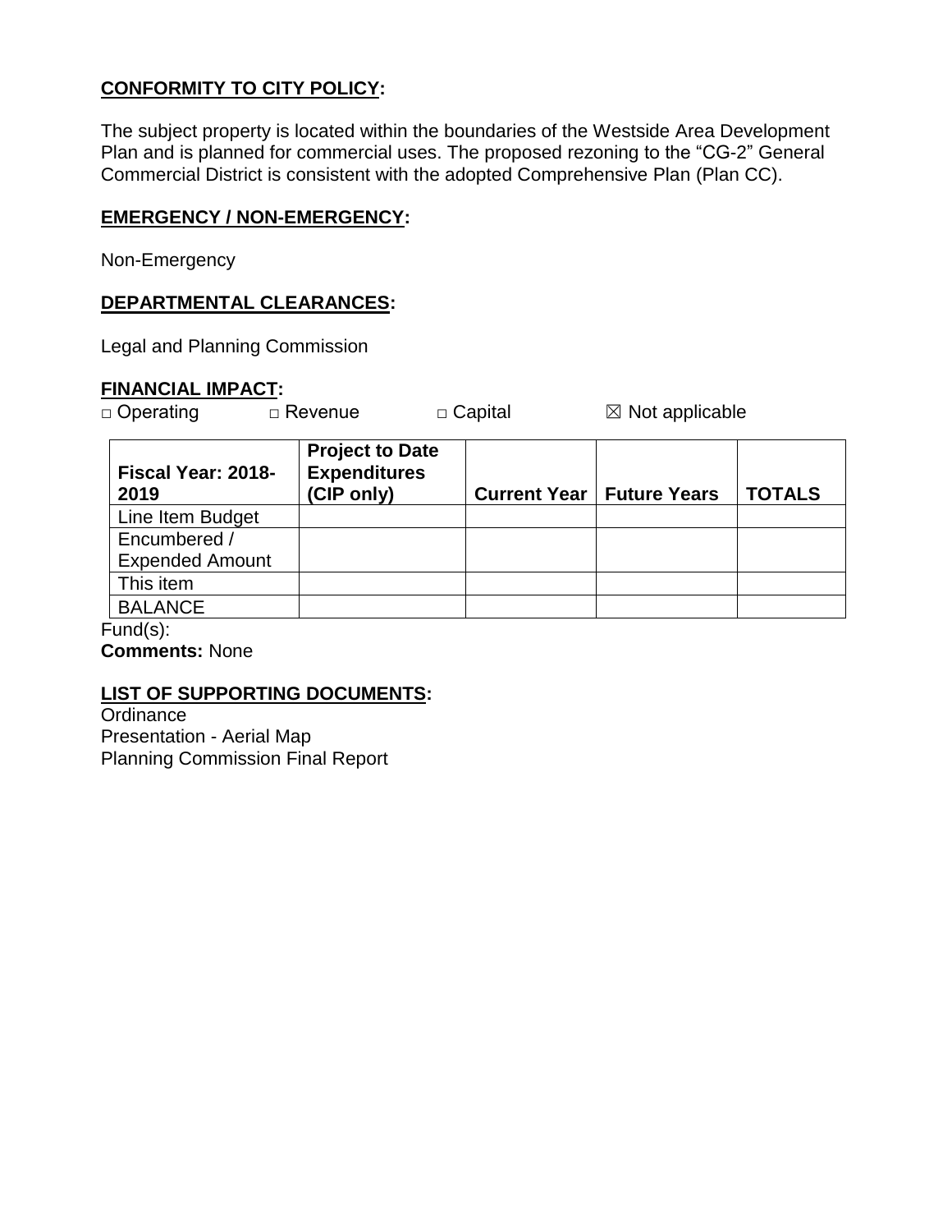**CONFORMITY TO CITY POLICY:**

The subject property is located within the boundaries of the Westside Area Development Plan and is planned for commercial uses. The proposed rezoning to the "CG-2" General Commercial District is consistent with the adopted Comprehensive Plan (Plan CC).

**EMERGENCY / NON-EMERGENCY:**

Non-Emergency

**DEPARTMENTAL CLEARANCES:**

Legal and Planning Commission

**FINANCIAL IMPACT:**

□ Operating □ Revenue □ Capital ☒ Not applicable

| Fiscal Year: 2018-2019 | Project to Date Expenditures (CIP only) | Current Year | Future Years | TOTALS |
|---|---|---|---|---|
| Line Item Budget | | | | |
| Encumbered / Expended Amount | | | | |
| This item | | | | |
| BALANCE | | | | |

Fund(s):
**Comments:** None

**LIST OF SUPPORTING DOCUMENTS:**

Ordinance
Presentation - Aerial Map
Planning Commission Final Report